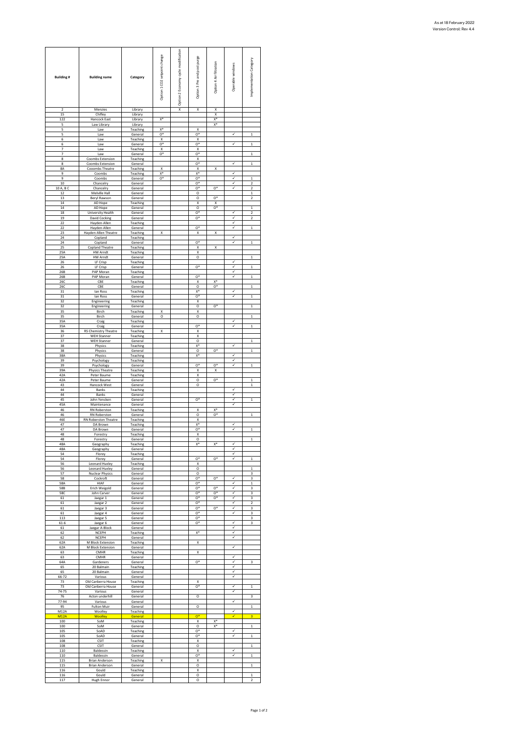As at 18 February 2022
Version Control: Rev 4.4

| Building # | Building name | Category | Option 1 CO2 setpoint change | Option 2 Economy cycle modification | Option 3 Pre and post purge | Option 4 Air filtration | Operable windows | Implementation Category |
|---|---|---|---|---|---|---|---|---|
| 2 | Menzies | Library | | X | X | X | | |
| 15 | Chifley | Library | | | | X | | |
| 122 | Hancock East | Library | X* | | | X* | | |
| 5 | Law Library | Library | | | | X* | | |
| 5 | Law | Teaching | X* | | X | | | |
| 5 | Law | General | O* | | O* | | ✓ | 1 |
| 6 | Law | Teaching | X | | X | | | |
| 6 | Law | General | O* | | O* | | ✓ | 1 |
| 7 | Law | Teaching | X | | X | | | |
| 7 | Law | General | O* | | O* | | | 1 |
| 8 | Coombs Extension | Teaching | | | X | | | |
| 8 | Coombs Extension | General | | | O* | | ✓ | 1 |
| 8A | Cooombs Theatre | Teaching | X | | X | X | | |
| 9 | Coombs | Teaching | X* | | X* | | ✓ | |
| 9 | Coombs | General | O* | | O* | | ✓ | 1 |
| 10 | Chancelry | General | | | O* | | ✓ | 2 |
| 10 A, B C | Chancelry | General | | | O* | O* | ✓ | 2 |
| 12 | Melville Hall | General | | | O | | | 1 |
| 13 | Beryl Rawson | General | | | O | O* | | 2 |
| 14 | AD Hope | Teaching | | | X | X | | |
| 14 | AD Hope | General | | | O | O* | | 1 |
| 18 | University Health | General | | | O* | | ✓ | 2 |
| 19 | David Cocking | General | | | O* | | ✓ | 2 |
| 22 | Hayden-Allen | Teaching | | | | | ✓ | |
| 22 | Hayden-Allen | General | | | O* | | ✓ | 1 |
| 23 | Hayden-Allen Theatre | Teaching | X | | X | X | | |
| 24 | Copland | Teaching | | | | | ✓ | |
| 24 | Copland | General | | | O* | | ✓ | 1 |
| 25 | Copland Theatre | Teaching | | | X | X | | |
| 25A | HW Arndt | Teaching | | | X | | | |
| 25A | HW Arndt | General | | | O | | | 1 |
| 26 | LF Crisp | Teaching | | | | | ✓ | |
| 26 | LF Crisp | General | | | O* | | ✓ | 1 |
| 26B | PAP Moran | Teaching | | | | | ✓ | |
| 26B | PAP Moran | General | | | O* | | ✓ | 1 |
| 26C | CBE | Teaching | | | X | X* | | |
| 26C | CBE | General | | | O | O* | | 1 |
| 31 | Ian Ross | Teaching | | | X* | | ✓ | |
| 31 | Ian Ross | General | | | O* | | ✓ | 1 |
| 32 | Engineering | Teaching | | | X | | | |
| 32 | Engineering | General | | | O | O* | | 1 |
| 35 | Birch | Teaching | X | | X | | | |
| 35 | Birch | General | O | | O | | | 1 |
| 35A | Craig | Teaching | | | | | ✓ | |
| 35A | Craig | General | | | O* | | ✓ | 1 |
| 36 | RS Chemistry Theatre | Teaching | X | | X | | | |
| 37 | WEH Stanner | Teaching | | | X | | | |
| 37 | WEH Stanner | General | | | O | | | 1 |
| 38 | Physics | Teaching | | | X* | | ✓ | |
| 38 | Physics | General | | | O | O* | | 1 |
| 38A | Physics | Teaching | | | X* | | ✓ | |
| 39 | Psychology | Teaching | | | | | ✓ | |
| 39 | Psychology | General | | | O* | O* | ✓ | 1 |
| 39A | Physics Theatre | Teaching | | | X | X | | |
| 42A | Peter Baume | Teaching | | | X | | | |
| 42A | Peter Baume | General | | | O | O* | | 1 |
| 43 | Hancock West | General | | | O | | | 1 |
| 44 | Banks | Teaching | | | | | ✓ | |
| 44 | Banks | General | | | | | ✓ | |
| 45 | John Yencken | General | | | O* | | ✓ | 1 |
| 45A | Maintenance | General | | | | | ✓ | |
| 46 | RN Roberston | Teaching | | | X | X* | | |
| 46 | RN Roberston | General | | | O | O* | | 1 |
| 46E | RN Roberston Theatre | Teaching | | | X | | | |
| 47 | DA Brown | Teaching | | | X* | | ✓ | |
| 47 | DA Brown | General | | | O* | | ✓ | 1 |
| 48 | Forestry | Teaching | | | X | | | |
| 48 | Forestry | General | | | O | | | 1 |
| 48A | Geography | Teaching | | | X* | X* | ✓ | |
| 48A | Geography | General | | | | | ✓ | |
| 54 | Florey | Teaching | | | | | ✓ | |
| 54 | Florey | General | | | O* | O* | ✓ | 1 |
| 56 | Leonard Huxley | Teaching | | | X | | | |
| 56 | Leonard Huxley | General | | | O | | | 1 |
| 57 | Nuclear Physics | General | | | O | | | 3 |
| 58 | Cockroft | General | | | O* | O* | ✓ | 3 |
| 58A | HIAF | General | | | O* | | ✓ | 1 |
| 58B | Erich Weigold | General | | | O* | O* | ✓ | 3 |
| 58C | John Carver | General | | | O* | O* | ✓ | 3 |
| 61 | Jaegar 1 | General | | | O* | O* | ✓ | 3 |
| 61 | Jaegar 2 | General | | | O* | | ✓ | 2 |
| 61 | Jaegar 3 | General | | | O* | O* | ✓ | 3 |
| 61 | Jaegar 4 | General | | | O* | | ✓ | 3 |
| 113 | Jaegar 5 | General | | | O* | | | 3 |
| 61-6 | Jaegar 6 | General | | | O* | | ✓ | 3 |
| 61 | Jaegar A-Block | General | | | | | ✓ | |
| 62 | NCEPH | Teaching | | | X* | | ✓ | |
| 62 | NCEPH | General | | | | | ✓ | |
| 62A | M Block Extension | Teaching | | | X | | | |
| 62A | M Block Extension | General | | | | | ✓ | |
| 63 | CMHR | Teaching | | | X | | | |
| 63 | CMHR | General | | | | | ✓ | |
| 64A | Gardeners | General | | | O* | | ✓ | 3 |
| 65 | 20 Balmain | Teaching | | | | | ✓ | |
| 65 | 20 Balmain | General | | | | | ✓ | |
| 66-72 | Various | General | | | | | ✓ | |
| 73 | Old Canberra House | Teaching | | | X | | | |
| 73 | Old Canberra House | General | | | O* | | ✓ | 1 |
| 74-75 | Various | General | | | | | ✓ | |
| 76 | Acton underhill | General | | | O | | | 3 |
| 77-94 | Various | General | | | | | ✓ | |
| 95 | Fulton Muir | General | | | O | | | 1 |
| M12A | Woolley | Teaching | | | | | ✓ | |
| M12A | Woolley | General | | | O* | | ✓ | 3 |
| 100 | SoM | Teaching | | | X | X* | | |
| 100 | SoM | General | | | O | X* | | 1 |
| 105 | SoAD | Teaching | | | O* | | ✓ | |
| 105 | SoAD | General | | | O* | | ✓ | 1 |
| 108 | CSIT | Teaching | | | X | | | |
| 108 | CSIT | General | | | O | | | 1 |
| 110 | Baldessin | Teaching | | | X | | ✓ | |
| 110 | Baldessin | General | | | O* | | ✓ | 1 |
| 115 | Brian Anderson | Teaching | X | | X | | | |
| 115 | Brian Anderson | General | | | O | | | 1 |
| 116 | Gould | Teaching | | | X | | | |
| 116 | Gould | General | | | O | | | 1 |
| 117 | Hugh Ennor | General | | | O | | | 2 |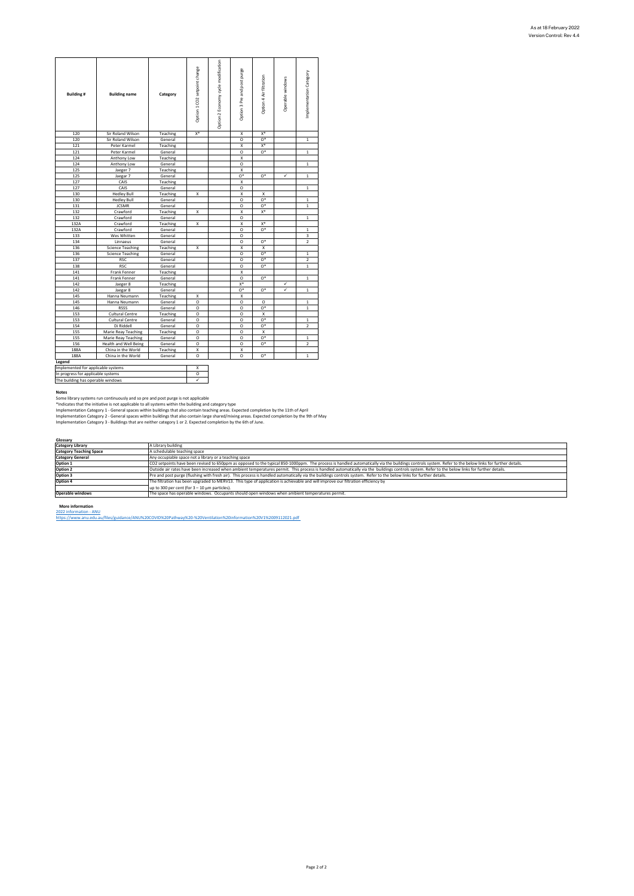As at 18 February 2022
Version Control: Rev 4.4

| Building # | Building name | Category | Option 1 CO2 setpoint change | Option 2 Economy cycle modification | Option 3 Pre and post purge | Option 4 Air filtration | Operable windows | Implementation Category |
|---|---|---|---|---|---|---|---|---|
| 120 | Sir Roland Wilson | Teaching | X* | | X | X* | | |
| 120 | Sir Roland Wilson | General | | | O | O* | | 1 |
| 121 | Peter Karmel | Teaching | | | X | X* | | |
| 121 | Peter Karmel | General | | | O | O* | | 1 |
| 124 | Anthony Low | Teaching | | | X | | | |
| 124 | Anthony Low | General | | | O | | | 1 |
| 125 | Jaeger 7 | Teaching | | | X | | | |
| 125 | Jaegar 7 | General | | | O* | O* | ✓ | 1 |
| 127 | CAIS | Teaching | | | X | | | |
| 127 | CAIS | General | | | O | | | 1 |
| 130 | Hedley Bull | Teaching | X | | X | X | | |
| 130 | Hedley Bull | General | | | O | O* | | 1 |
| 131 | JCSMR | General | | | O | O* | | 1 |
| 132 | Crawford | Teaching | X | | X | X* | | |
| 132 | Crawford | General | | | O | | | 1 |
| 132A | Crawford | Teaching | X | | X | X* | | |
| 132A | Crawford | General | | | O | O* | | 1 |
| 133 | Wes Whitten | General | | | O | | | 3 |
| 134 | Linnaeus | General | | | O | O* | | 2 |
| 136 | Science Teaching | Teaching | X | | X | X | | |
| 136 | Science Teaching | General | | | O | O* | | 1 |
| 137 | RSC | General | | | O | O* | | 2 |
| 138 | RSC | General | | | O | O* | | 1 |
| 141 | Frank Fenner | Teaching | | | X | | | |
| 141 | Frank Fenner | General | | | O | O* | | 1 |
| 142 | Jaeger 8 | Teaching | | | X* | | ✓ | |
| 142 | Jaegar 8 | General | | | O* | O* | ✓ | 1 |
| 145 | Hanna Neumann | Teaching | X | | X | | | |
| 145 | Hanna Neumann | General | O | | O | O | | 1 |
| 146 | RSSS | General | O | | O | O* | | 1 |
| 153 | Cultural Centre | Teaching | O | | O | X | | |
| 153 | Cultural Centre | General | O | | O | O* | | 1 |
| 154 | Di Riddell | General | O | | O | O* | | 2 |
| 155 | Marie Reay Teaching | Teaching | O | | O | X | | |
| 155 | Marie Reay Teaching | General | O | | O | O* | | 1 |
| 156 | Health and Well Being | General | O | | O | O* | | 2 |
| 188A | China in the World | Teaching | X | | X | | | |
| 188A | China in the World | General | O | | O | O* | | 1 |

**Legend**

| | |
|---|---|
| Implemented for applicable systems | X |
| In progress for applicable systems | O |
| The building has operable windows | ✓ |

**Notes**

Some library systems run continuously and so pre and post purge is not applicable
*Indicates that the initiative is not applicable to all systems within the building and category type
Implementation Category 1 - General spaces within buildings that also contain teaching areas. Expected completion by the 11th of April
Implementation Category 2 - General spaces within buildings that also contain large shared/mixing areas. Expected completion by the 9th of May
Implementation Category 3 - Buildings that are neither category 1 or 2. Expected completion by the 6th of June.

**Glossary**

| | |
|---|---|
| **Category Library** | A Library building |
| **Category Teaching Space** | A schedulable teaching space |
| **Category General** | Any occupiable space not a library or a teaching space |
| **Option 1** | CO2 setpoints have been revised to 650ppm as opposed to the typical 850-1000ppm. The process is handled automatically via the buildings controls system. Refer to the below links for further details. |
| **Option 2** | Outside air rates have been increased when ambient temperatures permit. This process is handled automatically via the buildings controls system. Refer to the below links for further details. |
| **Option 3** | Pre and post purge (flushing with fresh air). This process is handled automatically via the buildings controls system. Refer to the below links for further details. |
| **Option 4** | The filtration has been upgraded to MERV13. This type of application is achievable and will improve our filtration efficiency by up to 300 per cent (for 3 – 10 µm particles). |
| **Operable windows** | The space has operable windows. Occupants should open windows when ambient temperatures permit. |

**More information**

2022 information - ANU
https://www.anu.edu.au/files/guidance/ANU%20COVID%20Pathway%20-%20Ventilation%20Information%20V1%2009112021.pdf